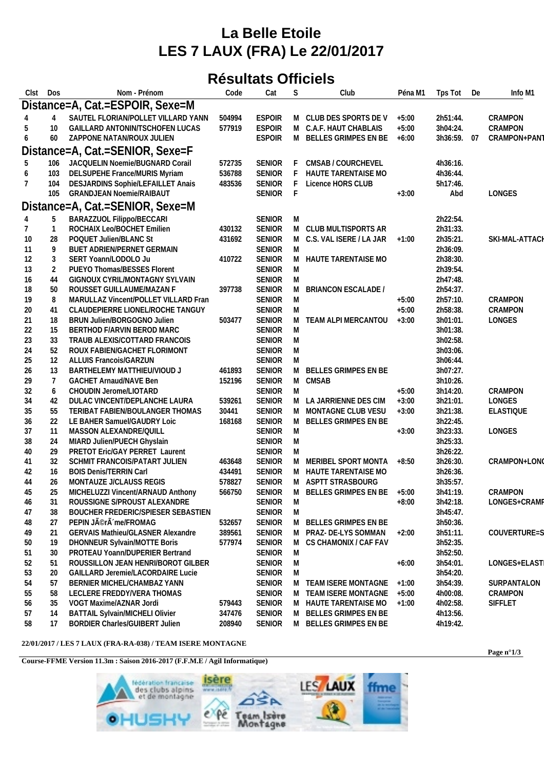// La Belle Etoile
# LES 7 LAUX (FRA) Le 22/01/2017

## Résultats Officiels

| Clst | Dos | Nom - Prénom | Code | Cat | S | Club | Péna M1 | Tps Tot | De | Info M1 |
|---|---|---|---|---|---|---|---|---|---|---|
| **Distance=A, Cat.=ESPOIR, Sexe=M** | | | | | | | | | | |
| 4 | 4 | SAUTEL FLORIAN/POLLET VILLARD YANN | 504994 | ESPOIR | M | CLUB DES SPORTS DE V | +5:00 | 2h51:44. | | CRAMPON |
| 5 | 10 | GAILLARD ANTONIN/TSCHOFEN LUCAS | 577919 | ESPOIR | M | C.A.F. HAUT CHABLAIS | +5:00 | 3h04:24. | | CRAMPON |
| 6 | 60 | ZAPPONE NATAN/ROUX JULIEN | | ESPOIR | M | BELLES GRIMPES EN BE | +6:00 | 3h36:59. | 07 | CRAMPON+PANT |
| **Distance=A, Cat.=SENIOR, Sexe=F** | | | | | | | | | | |
| 5 | 106 | JACQUELIN Noemie/BUGNARD Corail | 572735 | SENIOR | F | CMSAB / COURCHEVEL | | 4h36:16. | | |
| 6 | 103 | DELSUPEHE France/MURIS Myriam | 536788 | SENIOR | F | HAUTE TARENTAISE MO | | 4h36:44. | | |
| 7 | 104 | DESJARDINS Sophie/LEFAILLET Anais | 483536 | SENIOR | F | Licence HORS CLUB | | 5h17:46. | | |
| | 105 | GRANDJEAN Noemie/RAIBAUT | | SENIOR | F | | +3:00 | Abd | | LONGES |
| **Distance=A, Cat.=SENIOR, Sexe=M** | | | | | | | | | | |
| 4 | 5 | BARAZZUOL Filippo/BECCARI | | SENIOR | M | | | 2h22:54. | | |
| 7 | 1 | ROCHAIX Leo/BOCHET Emilien | 430132 | SENIOR | M | CLUB MULTISPORTS AR | | 2h31:33. | | |
| 10 | 28 | POQUET Julien/BLANC St | 431692 | SENIOR | M | C.S. VAL ISERE / LA JAR | +1:00 | 2h35:21. | | SKI-MAL-ATTACH |
| 11 | 9 | BUET ADRIEN/PERNET GERMAIN | | SENIOR | M | | | 2h36:09. | | |
| 12 | 3 | SERT Yoann/LODOLO Ju | 410722 | SENIOR | M | HAUTE TARENTAISE MO | | 2h38:30. | | |
| 13 | 2 | PUEYO Thomas/BESSES Florent | | SENIOR | M | | | 2h39:54. | | |
| 16 | 44 | GIGNOUX CYRIL/MONTAGNY SYLVAIN | | SENIOR | M | | | 2h47:48. | | |
| 18 | 50 | ROUSSET GUILLAUME/MAZAN F | 397738 | SENIOR | M | BRIANCON ESCALADE / | | 2h54:37. | | |
| 19 | 8 | MARULLAZ Vincent/POLLET VILLARD Fran | | SENIOR | M | | +5:00 | 2h57:10. | | CRAMPON |
| 20 | 41 | CLAUDEPIERRE LIONEL/ROCHE TANGUY | | SENIOR | M | | +5:00 | 2h58:38. | | CRAMPON |
| 21 | 18 | BRUN Julien/BORGOGNO Julien | 503477 | SENIOR | M | TEAM ALPI MERCANTOU | +3:00 | 3h01:01. | | LONGES |
| 22 | 15 | BERTHOD F/ARVIN BEROD MARC | | SENIOR | M | | | 3h01:38. | | |
| 23 | 33 | TRAUB ALEXIS/COTTARD FRANCOIS | | SENIOR | M | | | 3h02:58. | | |
| 24 | 52 | ROUX FABIEN/GACHET FLORIMONT | | SENIOR | M | | | 3h03:06. | | |
| 25 | 12 | ALLUIS Francois/GARZUN | | SENIOR | M | | | 3h06:44. | | |
| 26 | 13 | BARTHELEMY MATTHIEU/VIOUD J | 461893 | SENIOR | M | BELLES GRIMPES EN BE | | 3h07:27. | | |
| 29 | 7 | GACHET Arnaud/NAVE Ben | 152196 | SENIOR | M | CMSAB | | 3h10:26. | | |
| 32 | 6 | CHOUDIN Jerome/LIOTARD | | SENIOR | M | | +5:00 | 3h14:20. | | CRAMPON |
| 34 | 42 | DULAC VINCENT/DEPLANCHE LAURA | 539261 | SENIOR | M | LA JARRIENNE DES CIM | +3:00 | 3h21:01. | | LONGES |
| 35 | 55 | TERIBAT FABIEN/BOULANGER THOMAS | 30441 | SENIOR | M | MONTAGNE CLUB VESU | +3:00 | 3h21:38. | | ELASTIQUE |
| 36 | 22 | LE BAHER Samuel/GAUDRY Loic | 168168 | SENIOR | M | BELLES GRIMPES EN BE | | 3h22:45. | | |
| 37 | 11 | MASSON ALEXANDRE/QUILL | | SENIOR | M | | +3:00 | 3h23:33. | | LONGES |
| 38 | 24 | MIARD Julien/PUECH Ghyslain | | SENIOR | M | | | 3h25:33. | | |
| 40 | 29 | PRETOT Eric/GAY PERRET Laurent | | SENIOR | M | | | 3h26:22. | | |
| 41 | 32 | SCHMIT FRANCOIS/PATART JULIEN | 463648 | SENIOR | M | MERIBEL SPORT MONTA | +8:50 | 3h26:30. | | CRAMPON+LONG |
| 42 | 16 | BOIS Denis/TERRIN Carl | 434491 | SENIOR | M | HAUTE TARENTAISE MO | | 3h26:36. | | |
| 44 | 26 | MONTAUZE J/CLAUSS REGIS | 578827 | SENIOR | M | ASPTT STRASBOURG | | 3h35:57. | | |
| 45 | 25 | MICHELUZZI Vincent/ARNAUD Anthony | 566750 | SENIOR | M | BELLES GRIMPES EN BE | +5:00 | 3h41:19. | | CRAMPON |
| 46 | 31 | ROUSSIGNE S/PROUST ALEXANDRE | | SENIOR | M | | +8:00 | 3h42:18. | | LONGES+CRAMP |
| 47 | 38 | BOUCHER FREDERIC/SPIESER SEBASTIEN | | SENIOR | M | | | 3h45:47. | | |
| 48 | 27 | PEPIN JÃ©rÃ´me/FROMAG | 532657 | SENIOR | M | BELLES GRIMPES EN BE | | 3h50:36. | | |
| 49 | 21 | GERVAIS Mathieu/GLASNER Alexandre | 389561 | SENIOR | M | PRAZ- DE-LYS SOMMAN | +2:00 | 3h51:11. | | COUVERTURE=S |
| 50 | 19 | DHONNEUR Sylvain/MOTTE Boris | 577974 | SENIOR | M | CS CHAMONIX / CAF FAV | | 3h52:35. | | |
| 51 | 30 | PROTEAU Yoann/DUPERIER Bertrand | | SENIOR | M | | | 3h52:50. | | |
| 52 | 51 | ROUSSILLON JEAN HENRI/BOROT GILBER | | SENIOR | M | | +6:00 | 3h54:01. | | LONGES+ELASTI |
| 53 | 20 | GAILLARD Jeremie/LACORDAIRE Lucie | | SENIOR | M | | | 3h54:20. | | |
| 54 | 57 | BERNIER MICHEL/CHAMBAZ YANN | | SENIOR | M | TEAM ISERE MONTAGNE | +1:00 | 3h54:39. | | SURPANTALON |
| 55 | 58 | LECLERE FREDDY/VERA THOMAS | | SENIOR | M | TEAM ISERE MONTAGNE | +5:00 | 4h00:08. | | CRAMPON |
| 56 | 35 | VOGT Maxime/AZNAR Jordi | 579443 | SENIOR | M | HAUTE TARENTAISE MO | +1:00 | 4h02:58. | | SIFFLET |
| 57 | 14 | BATTAIL Sylvain/MICHELI Olivier | 347476 | SENIOR | M | BELLES GRIMPES EN BE | | 4h13:56. | | |
| 58 | 17 | BORDIER Charles/GUIBERT Julien | 208940 | SENIOR | M | BELLES GRIMPES EN BE | | 4h19:42. | | |

22/01/2017 / LES 7 LAUX (FRA-RA-038) / TEAM ISERE MONTAGNE

Course-FFME Version 11.3m : Saison 2016-2017 (F.F.M.E / Agil Informatique)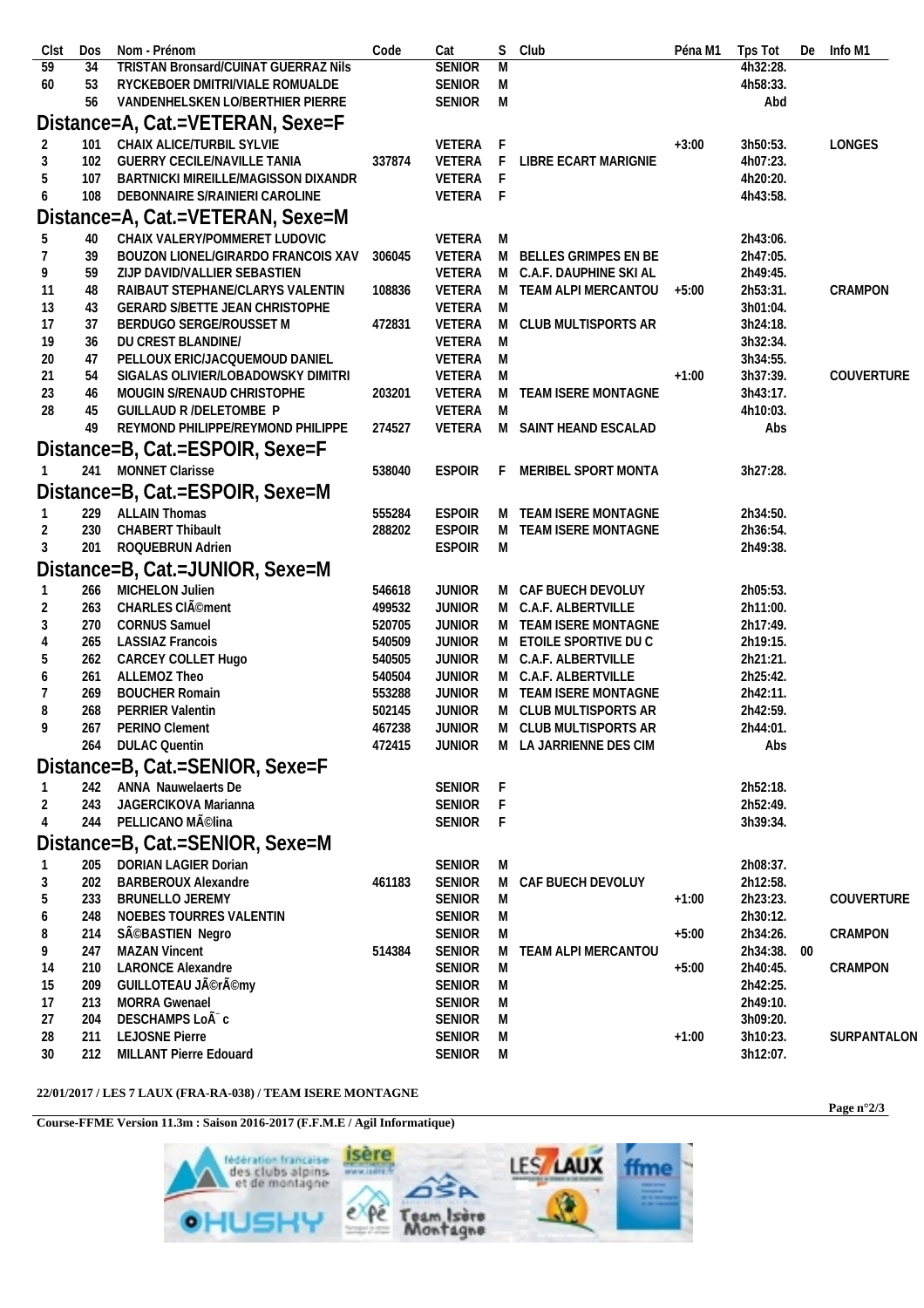| Clst | Dos | Nom - Prénom | Code | Cat | S | Club | Péna M1 | Tps Tot | De | Info M1 |
|---|---|---|---|---|---|---|---|---|---|---|
| 59 | 34 | TRISTAN Bronsard/CUINAT GUERRAZ Nils | | SENIOR | M | | | 4h32:28. | | |
| 60 | 53 | RYCKEBOER DMITRI/VIALE ROMUALDE | | SENIOR | M | | | 4h58:33. | | |
| | 56 | VANDENHELSKEN LO/BERTHIER PIERRE | | SENIOR | M | | | Abd | | |

## Distance=A, Cat.=VETERAN, Sexe=F

| Clst | Dos | Nom - Prénom | Code | Cat | S | Club | Péna M1 | Tps Tot | De | Info M1 |
|---|---|---|---|---|---|---|---|---|---|---|
| 2 | 101 | CHAIX ALICE/TURBIL SYLVIE | | VETERA | F | | +3:00 | 3h50:53. | | LONGES |
| 3 | 102 | GUERRY CECILE/NAVILLE TANIA | 337874 | VETERA | F | LIBRE ECART MARIGNIE | | 4h07:23. | | |
| 5 | 107 | BARTNICKI MIREILLE/MAGISSON DIXANDR | | VETERA | F | | | 4h20:20. | | |
| 6 | 108 | DEBONNAIRE S/RAINIERI CAROLINE | | VETERA | F | | | 4h43:58. | | |

## Distance=A, Cat.=VETERAN, Sexe=M

| Clst | Dos | Nom - Prénom | Code | Cat | S | Club | Péna M1 | Tps Tot | De | Info M1 |
|---|---|---|---|---|---|---|---|---|---|---|
| 5 | 40 | CHAIX VALERY/POMMERET LUDOVIC | | VETERA | M | | | 2h43:06. | | |
| 7 | 39 | BOUZON LIONEL/GIRARDO FRANCOIS XAV | 306045 | VETERA | M | BELLES GRIMPES EN BE | | 2h47:05. | | |
| 9 | 59 | ZIJP DAVID/VALLIER SEBASTIEN | | VETERA | M | C.A.F. DAUPHINE SKI AL | | 2h49:45. | | |
| 11 | 48 | RAIBAUT STEPHANE/CLARYS VALENTIN | 108836 | VETERA | M | TEAM ALPI MERCANTOU | +5:00 | 2h53:31. | | CRAMPON |
| 13 | 43 | GERARD S/BETTE JEAN CHRISTOPHE | | VETERA | M | | | 3h01:04. | | |
| 17 | 37 | BERDUGO SERGE/ROUSSET M | 472831 | VETERA | M | CLUB MULTISPORTS AR | | 3h24:18. | | |
| 19 | 36 | DU CREST BLANDINE/ | | VETERA | M | | | 3h32:34. | | |
| 20 | 47 | PELLOUX ERIC/JACQUEMOUD DANIEL | | VETERA | M | | | 3h34:55. | | |
| 21 | 54 | SIGALAS OLIVIER/LOBADOWSKY DIMITRI | | VETERA | M | | +1:00 | 3h37:39. | | COUVERTURE |
| 23 | 46 | MOUGIN S/RENAUD CHRISTOPHE | 203201 | VETERA | M | TEAM ISERE MONTAGNE | | 3h43:17. | | |
| 28 | 45 | GUILLAUD R /DELETOMBE P | | VETERA | M | | | 4h10:03. | | |
| | 49 | REYMOND PHILIPPE/REYMOND PHILIPPE | 274527 | VETERA | M | SAINT HEAND ESCALAD | | Abs | | |

## Distance=B, Cat.=ESPOIR, Sexe=F

| Clst | Dos | Nom - Prénom | Code | Cat | S | Club | Péna M1 | Tps Tot | De | Info M1 |
|---|---|---|---|---|---|---|---|---|---|---|
| 1 | 241 | MONNET Clarisse | 538040 | ESPOIR | F | MERIBEL SPORT MONTA | | 3h27:28. | | |

## Distance=B, Cat.=ESPOIR, Sexe=M

| Clst | Dos | Nom - Prénom | Code | Cat | S | Club | Péna M1 | Tps Tot | De | Info M1 |
|---|---|---|---|---|---|---|---|---|---|---|
| 1 | 229 | ALLAIN Thomas | 555284 | ESPOIR | M | TEAM ISERE MONTAGNE | | 2h34:50. | | |
| 2 | 230 | CHABERT Thibault | 288202 | ESPOIR | M | TEAM ISERE MONTAGNE | | 2h36:54. | | |
| 3 | 201 | ROQUEBRUN Adrien | | ESPOIR | M | | | 2h49:38. | | |

## Distance=B, Cat.=JUNIOR, Sexe=M

| Clst | Dos | Nom - Prénom | Code | Cat | S | Club | Péna M1 | Tps Tot | De | Info M1 |
|---|---|---|---|---|---|---|---|---|---|---|
| 1 | 266 | MICHELON Julien | 546618 | JUNIOR | M | CAF BUECH DEVOLUY | | 2h05:53. | | |
| 2 | 263 | CHARLES ClÃ©ment | 499532 | JUNIOR | M | C.A.F. ALBERTVILLE | | 2h11:00. | | |
| 3 | 270 | CORNUS Samuel | 520705 | JUNIOR | M | TEAM ISERE MONTAGNE | | 2h17:49. | | |
| 4 | 265 | LASSIAZ Francois | 540509 | JUNIOR | M | ETOILE SPORTIVE DU C | | 2h19:15. | | |
| 5 | 262 | CARCEY COLLET Hugo | 540505 | JUNIOR | M | C.A.F. ALBERTVILLE | | 2h21:21. | | |
| 6 | 261 | ALLEMOZ Theo | 540504 | JUNIOR | M | C.A.F. ALBERTVILLE | | 2h25:42. | | |
| 7 | 269 | BOUCHER Romain | 553288 | JUNIOR | M | TEAM ISERE MONTAGNE | | 2h42:11. | | |
| 8 | 268 | PERRIER Valentin | 502145 | JUNIOR | M | CLUB MULTISPORTS AR | | 2h42:59. | | |
| 9 | 267 | PERINO Clement | 467238 | JUNIOR | M | CLUB MULTISPORTS AR | | 2h44:01. | | |
| | 264 | DULAC Quentin | 472415 | JUNIOR | M | LA JARRIENNE DES CIM | | Abs | | |

## Distance=B, Cat.=SENIOR, Sexe=F

| Clst | Dos | Nom - Prénom | Code | Cat | S | Club | Péna M1 | Tps Tot | De | Info M1 |
|---|---|---|---|---|---|---|---|---|---|---|
| 1 | 242 | ANNA Nauwelaerts De | | SENIOR | F | | | 2h52:18. | | |
| 2 | 243 | JAGERCIKOVA Marianna | | SENIOR | F | | | 2h52:49. | | |
| 4 | 244 | PELLICANO MÃ©lina | | SENIOR | F | | | 3h39:34. | | |

## Distance=B, Cat.=SENIOR, Sexe=M

| Clst | Dos | Nom - Prénom | Code | Cat | S | Club | Péna M1 | Tps Tot | De | Info M1 |
|---|---|---|---|---|---|---|---|---|---|---|
| 1 | 205 | DORIAN LAGIER Dorian | | SENIOR | M | | | 2h08:37. | | |
| 3 | 202 | BARBEROUX Alexandre | 461183 | SENIOR | M | CAF BUECH DEVOLUY | | 2h12:58. | | |
| 5 | 233 | BRUNELLO JEREMY | | SENIOR | M | | +1:00 | 2h23:23. | | COUVERTURE |
| 6 | 248 | NOEBES TOURRES VALENTIN | | SENIOR | M | | | 2h30:12. | | |
| 8 | 214 | SÃ©BASTIEN Negro | | SENIOR | M | | +5:00 | 2h34:26. | | CRAMPON |
| 9 | 247 | MAZAN Vincent | 514384 | SENIOR | M | TEAM ALPI MERCANTOU | | 2h34:38. | 00 | |
| 14 | 210 | LARONCE Alexandre | | SENIOR | M | | +5:00 | 2h40:45. | | CRAMPON |
| 15 | 209 | GUILLOTEAU JÃ©rÃ©my | | SENIOR | M | | | 2h42:25. | | |
| 17 | 213 | MORRA Gwenael | | SENIOR | M | | | 2h49:10. | | |
| 27 | 204 | DESCHAMPS LoÃ¯c | | SENIOR | M | | | 3h09:20. | | |
| 28 | 211 | LEJOSNE Pierre | | SENIOR | M | | +1:00 | 3h10:23. | | SURPANTALON |
| 30 | 212 | MILLANT Pierre Edouard | | SENIOR | M | | | 3h12:07. | | |

**22/01/2017 / LES 7 LAUX (FRA-RA-038) / TEAM ISERE MONTAGNE**

**Course-FFME Version 11.3m : Saison 2016-2017 (F.F.M.E / Agil Informatique)**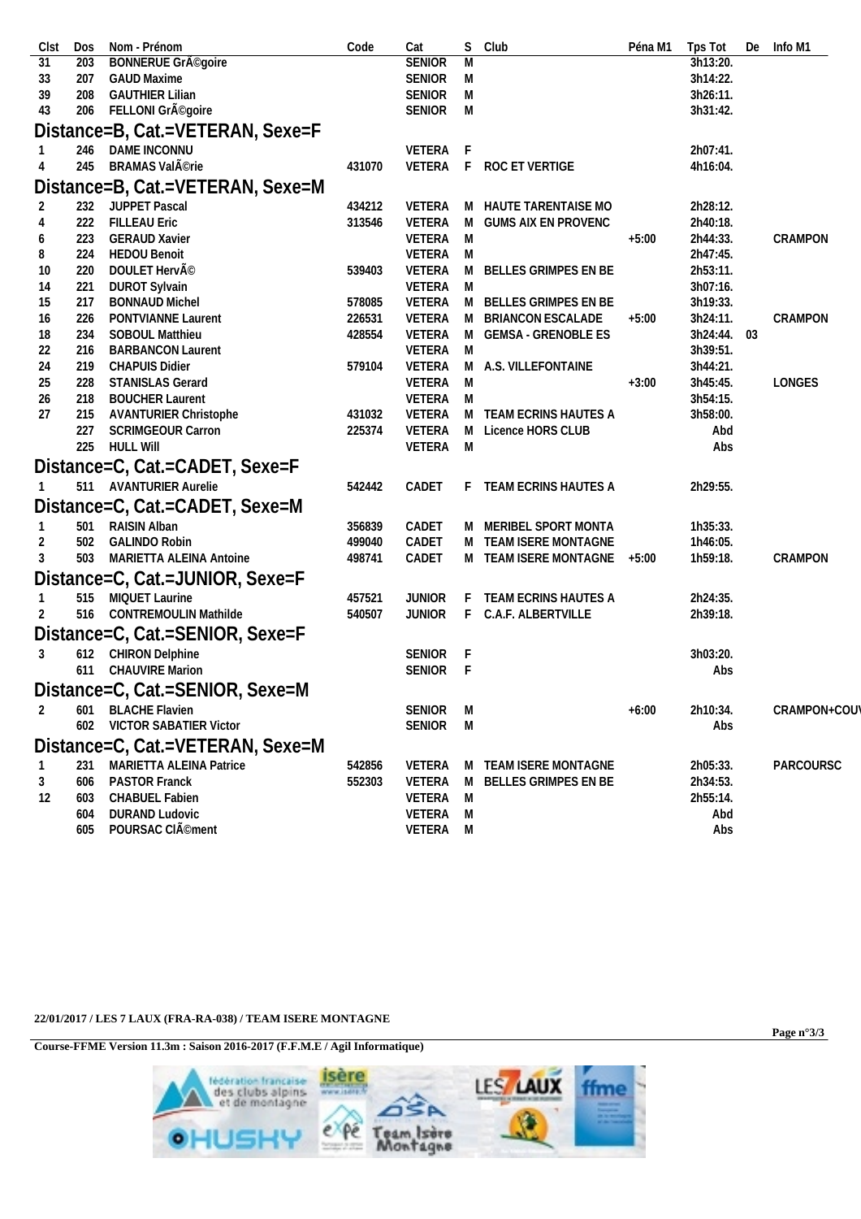| Clst | Dos | Nom - Prénom | Code | Cat | S | Club | Péna M1 | Tps Tot | De | Info M1 |
|---|---|---|---|---|---|---|---|---|---|---|
| 31 | 203 | BONNERUE GrÃ©goire | | SENIOR | M | | | 3h13:20. | | |
| 33 | 207 | GAUD Maxime | | SENIOR | M | | | 3h14:22. | | |
| 39 | 208 | GAUTHIER Lilian | | SENIOR | M | | | 3h26:11. | | |
| 43 | 206 | FELLONI GrÃ©goire | | SENIOR | M | | | 3h31:42. | | |

## Distance=B, Cat.=VETERAN, Sexe=F

| Clst | Dos | Nom - Prénom | Code | Cat | S | Club | Péna M1 | Tps Tot | De | Info M1 |
|---|---|---|---|---|---|---|---|---|---|---|
| 1 | 246 | DAME INCONNU | | VETERA | F | | | 2h07:41. | | |
| 4 | 245 | BRAMAS ValÃ©rie | 431070 | VETERA | F | ROC ET VERTIGE | | 4h16:04. | | |

## Distance=B, Cat.=VETERAN, Sexe=M

| Clst | Dos | Nom - Prénom | Code | Cat | S | Club | Péna M1 | Tps Tot | De | Info M1 |
|---|---|---|---|---|---|---|---|---|---|---|
| 2 | 232 | JUPPET Pascal | 434212 | VETERA | M | HAUTE TARENTAISE MO | | 2h28:12. | | |
| 4 | 222 | FILLEAU Eric | 313546 | VETERA | M | GUMS AIX EN PROVENC | | 2h40:18. | | |
| 6 | 223 | GERAUD Xavier | | VETERA | M | | +5:00 | 2h44:33. | | CRAMPON |
| 8 | 224 | HEDOU Benoit | | VETERA | M | | | 2h47:45. | | |
| 10 | 220 | DOULET HervÃ© | 539403 | VETERA | M | BELLES GRIMPES EN BE | | 2h53:11. | | |
| 14 | 221 | DUROT Sylvain | | VETERA | M | | | 3h07:16. | | |
| 15 | 217 | BONNAUD Michel | 578085 | VETERA | M | BELLES GRIMPES EN BE | | 3h19:33. | | |
| 16 | 226 | PONTVIANNE Laurent | 226531 | VETERA | M | BRIANCON ESCALADE | +5:00 | 3h24:11. | | CRAMPON |
| 18 | 234 | SOBOUL Matthieu | 428554 | VETERA | M | GEMSA - GRENOBLE ES | | 3h24:44. | 03 | |
| 22 | 216 | BARBANCON Laurent | | VETERA | M | | | 3h39:51. | | |
| 24 | 219 | CHAPUIS Didier | 579104 | VETERA | M | A.S. VILLEFONTAINE | | 3h44:21. | | |
| 25 | 228 | STANISLAS Gerard | | VETERA | M | | +3:00 | 3h45:45. | | LONGES |
| 26 | 218 | BOUCHER Laurent | | VETERA | M | | | 3h54:15. | | |
| 27 | 215 | AVANTURIER Christophe | 431032 | VETERA | M | TEAM ECRINS HAUTES A | | 3h58:00. | | |
| | 227 | SCRIMGEOUR Carron | 225374 | VETERA | M | Licence HORS CLUB | | Abd | | |
| | 225 | HULL Will | | VETERA | M | | | Abs | | |

## Distance=C, Cat.=CADET, Sexe=F

| Clst | Dos | Nom - Prénom | Code | Cat | S | Club | Péna M1 | Tps Tot | De | Info M1 |
|---|---|---|---|---|---|---|---|---|---|---|
| 1 | 511 | AVANTURIER Aurelie | 542442 | CADET | F | TEAM ECRINS HAUTES A | | 2h29:55. | | |

## Distance=C, Cat.=CADET, Sexe=M

| Clst | Dos | Nom - Prénom | Code | Cat | S | Club | Péna M1 | Tps Tot | De | Info M1 |
|---|---|---|---|---|---|---|---|---|---|---|
| 1 | 501 | RAISIN Alban | 356839 | CADET | M | MERIBEL SPORT MONTA | | 1h35:33. | | |
| 2 | 502 | GALINDO Robin | 499040 | CADET | M | TEAM ISERE MONTAGNE | | 1h46:05. | | |
| 3 | 503 | MARIETTA ALEINA Antoine | 498741 | CADET | M | TEAM ISERE MONTAGNE | +5:00 | 1h59:18. | | CRAMPON |

## Distance=C, Cat.=JUNIOR, Sexe=F

| Clst | Dos | Nom - Prénom | Code | Cat | S | Club | Péna M1 | Tps Tot | De | Info M1 |
|---|---|---|---|---|---|---|---|---|---|---|
| 1 | 515 | MIQUET Laurine | 457521 | JUNIOR | F | TEAM ECRINS HAUTES A | | 2h24:35. | | |
| 2 | 516 | CONTREMOULIN Mathilde | 540507 | JUNIOR | F | C.A.F. ALBERTVILLE | | 2h39:18. | | |

## Distance=C, Cat.=SENIOR, Sexe=F

| Clst | Dos | Nom - Prénom | Code | Cat | S | Club | Péna M1 | Tps Tot | De | Info M1 |
|---|---|---|---|---|---|---|---|---|---|---|
| 3 | 612 | CHIRON Delphine | | SENIOR | F | | | 3h03:20. | | |
| | 611 | CHAUVIRE Marion | | SENIOR | F | | | Abs | | |

## Distance=C, Cat.=SENIOR, Sexe=M

| Clst | Dos | Nom - Prénom | Code | Cat | S | Club | Péna M1 | Tps Tot | De | Info M1 |
|---|---|---|---|---|---|---|---|---|---|---|
| 2 | 601 | BLACHE Flavien | | SENIOR | M | | +6:00 | 2h10:34. | | CRAMPON+COU |
| | 602 | VICTOR SABATIER Victor | | SENIOR | M | | | Abs | | |

## Distance=C, Cat.=VETERAN, Sexe=M

| Clst | Dos | Nom - Prénom | Code | Cat | S | Club | Péna M1 | Tps Tot | De | Info M1 |
|---|---|---|---|---|---|---|---|---|---|---|
| 1 | 231 | MARIETTA ALEINA Patrice | 542856 | VETERA | M | TEAM ISERE MONTAGNE | | 2h05:33. | | PARCOURSC |
| 3 | 606 | PASTOR Franck | 552303 | VETERA | M | BELLES GRIMPES EN BE | | 2h34:53. | | |
| 12 | 603 | CHABUEL Fabien | | VETERA | M | | | 2h55:14. | | |
| | 604 | DURAND Ludovic | | VETERA | M | | | Abd | | |
| | 605 | POURSAC ClÃ©ment | | VETERA | M | | | Abs | | |

22/01/2017 / LES 7 LAUX (FRA-RA-038) / TEAM ISERE MONTAGNE

Course-FFME Version 11.3m : Saison 2016-2017 (F.F.M.E / Agil Informatique)